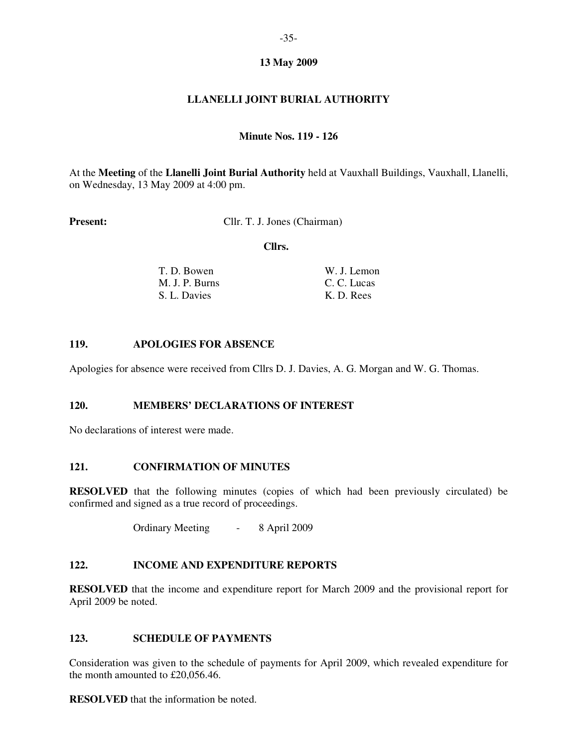**13 May 2009**

# LLANELLI JOINT BURIAL AUTHORITY

**Minute Nos. 119 - 126**

At the **Meeting** of the **Llanelli Joint Burial Authority** held at Vauxhall Buildings, Vauxhall, Llanelli, on Wednesday, 13 May 2009 at 4:00 pm.

**Present:** Cllr. T. J. Jones (Chairman)

**Cllrs.**

| | |
|---|---|
| T. D. Bowen | W. J. Lemon |
| M. J. P. Burns | C. C. Lucas |
| S. L. Davies | K. D. Rees |

## 119. APOLOGIES FOR ABSENCE

Apologies for absence were received from Cllrs D. J. Davies, A. G. Morgan and W. G. Thomas.

## 120. MEMBERS' DECLARATIONS OF INTEREST

No declarations of interest were made.

## 121. CONFIRMATION OF MINUTES

**RESOLVED** that the following minutes (copies of which had been previously circulated) be confirmed and signed as a true record of proceedings.

Ordinary Meeting - 8 April 2009

## 122. INCOME AND EXPENDITURE REPORTS

**RESOLVED** that the income and expenditure report for March 2009 and the provisional report for April 2009 be noted.

## 123. SCHEDULE OF PAYMENTS

Consideration was given to the schedule of payments for April 2009, which revealed expenditure for the month amounted to £20,056.46.

**RESOLVED** that the information be noted.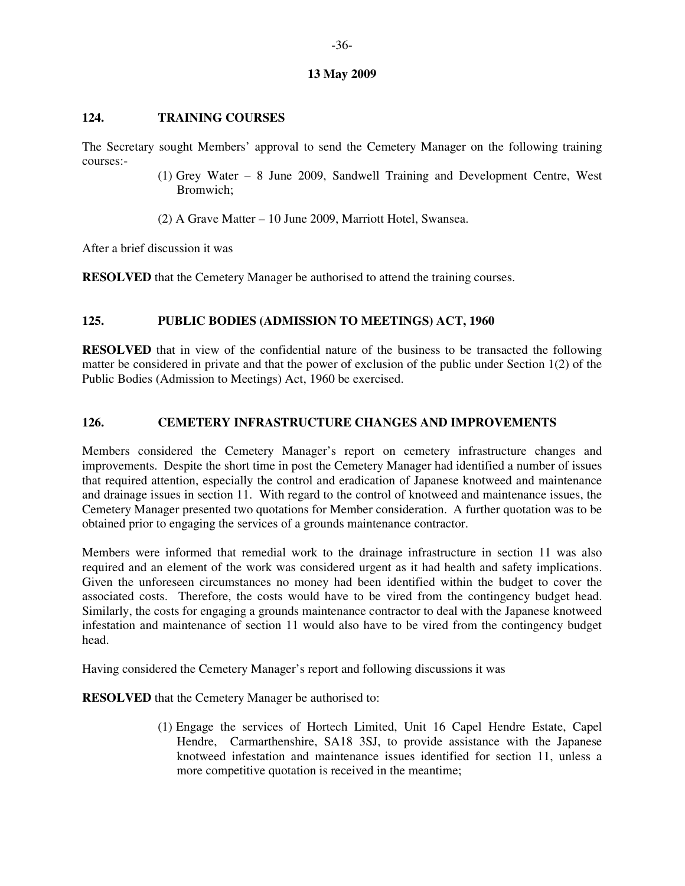**13 May 2009**

## 124. TRAINING COURSES

The Secretary sought Members' approval to send the Cemetery Manager on the following training courses:-

(1) Grey Water – 8 June 2009, Sandwell Training and Development Centre, West Bromwich;

(2) A Grave Matter – 10 June 2009, Marriott Hotel, Swansea.

After a brief discussion it was

**RESOLVED** that the Cemetery Manager be authorised to attend the training courses.

## 125. PUBLIC BODIES (ADMISSION TO MEETINGS) ACT, 1960

**RESOLVED** that in view of the confidential nature of the business to be transacted the following matter be considered in private and that the power of exclusion of the public under Section 1(2) of the Public Bodies (Admission to Meetings) Act, 1960 be exercised.

## 126. CEMETERY INFRASTRUCTURE CHANGES AND IMPROVEMENTS

Members considered the Cemetery Manager's report on cemetery infrastructure changes and improvements. Despite the short time in post the Cemetery Manager had identified a number of issues that required attention, especially the control and eradication of Japanese knotweed and maintenance and drainage issues in section 11. With regard to the control of knotweed and maintenance issues, the Cemetery Manager presented two quotations for Member consideration. A further quotation was to be obtained prior to engaging the services of a grounds maintenance contractor.

Members were informed that remedial work to the drainage infrastructure in section 11 was also required and an element of the work was considered urgent as it had health and safety implications. Given the unforeseen circumstances no money had been identified within the budget to cover the associated costs. Therefore, the costs would have to be vired from the contingency budget head. Similarly, the costs for engaging a grounds maintenance contractor to deal with the Japanese knotweed infestation and maintenance of section 11 would also have to be vired from the contingency budget head.

Having considered the Cemetery Manager's report and following discussions it was

**RESOLVED** that the Cemetery Manager be authorised to:

(1) Engage the services of Hortech Limited, Unit 16 Capel Hendre Estate, Capel Hendre, Carmarthenshire, SA18 3SJ, to provide assistance with the Japanese knotweed infestation and maintenance issues identified for section 11, unless a more competitive quotation is received in the meantime;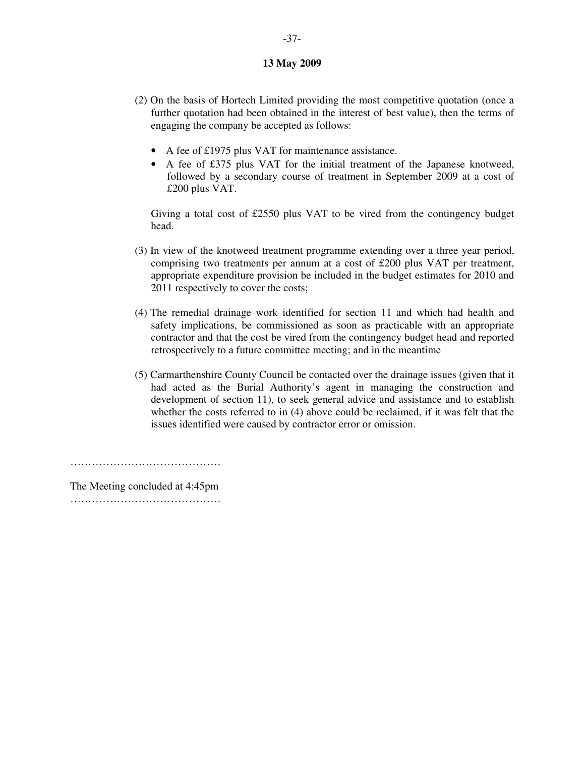**13 May 2009**

(2) On the basis of Hortech Limited providing the most competitive quotation (once a further quotation had been obtained in the interest of best value), then the terms of engaging the company be accepted as follows:

- A fee of £1975 plus VAT for maintenance assistance.
- A fee of £375 plus VAT for the initial treatment of the Japanese knotweed, followed by a secondary course of treatment in September 2009 at a cost of £200 plus VAT.

Giving a total cost of £2550 plus VAT to be vired from the contingency budget head.

(3) In view of the knotweed treatment programme extending over a three year period, comprising two treatments per annum at a cost of £200 plus VAT per treatment, appropriate expenditure provision be included in the budget estimates for 2010 and 2011 respectively to cover the costs;

(4) The remedial drainage work identified for section 11 and which had health and safety implications, be commissioned as soon as practicable with an appropriate contractor and that the cost be vired from the contingency budget head and reported retrospectively to a future committee meeting; and in the meantime

(5) Carmarthenshire County Council be contacted over the drainage issues (given that it had acted as the Burial Authority's agent in managing the construction and development of section 11), to seek general advice and assistance and to establish whether the costs referred to in (4) above could be reclaimed, if it was felt that the issues identified were caused by contractor error or omission.

……………………………………

The Meeting concluded at 4:45pm

……………………………………